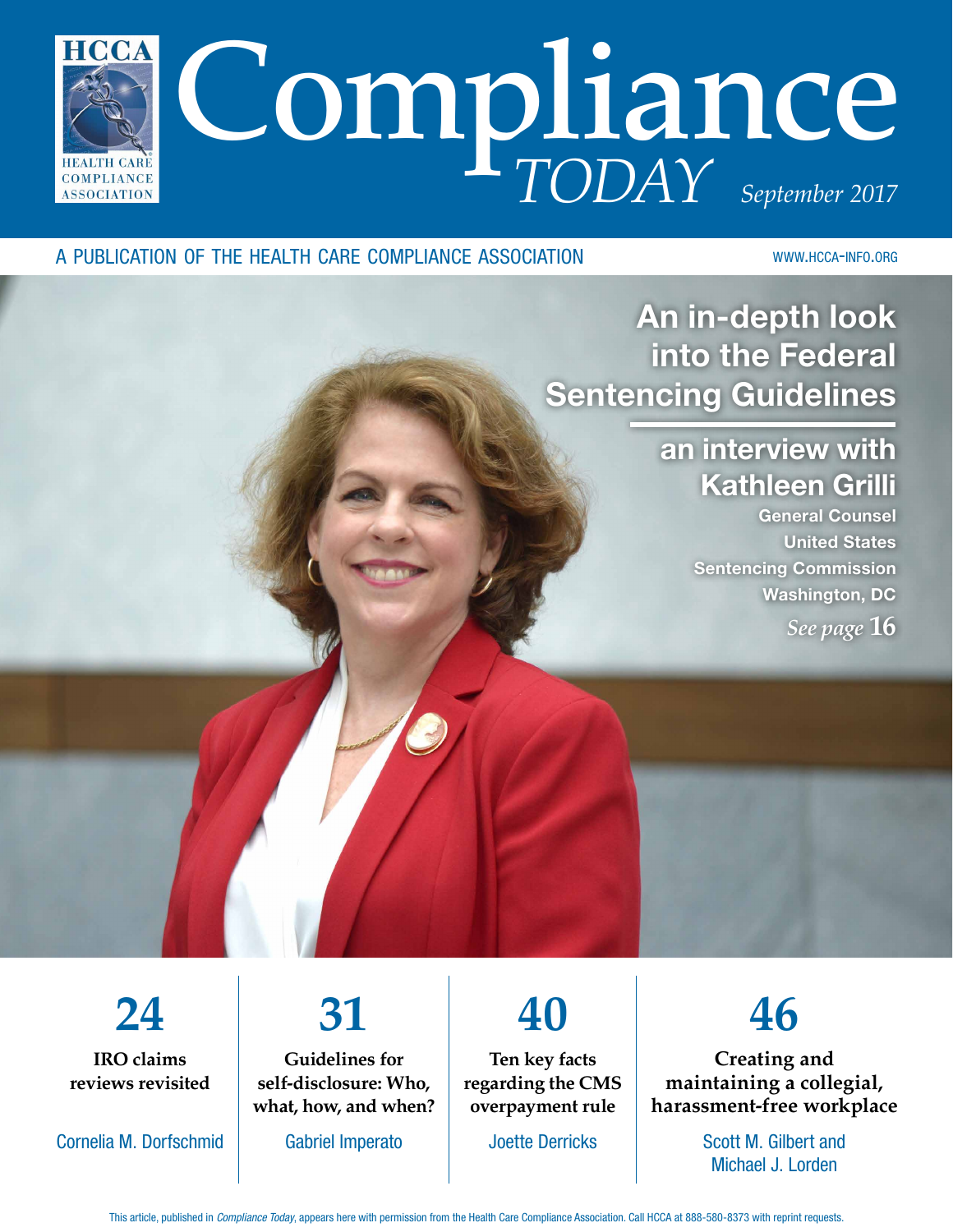# Compliance *TODAY*

*September 2017*

A PUBLICATION OF THE HEALTH CARE COMPLIANCE ASSOCIATION

WWW.HCCA-INFO.ORG

## An in-depth look into the Federal Sentencing Guidelines

### an interview with Kathleen Grilli

**General Counsel**
**United States Sentencing Commission**
**Washington, DC**

*See page* **16**

---

**24**
**IRO claims reviews revisited**
Cornelia M. Dorfschmid

**31**
**Guidelines for self-disclosure: Who, what, how, and when?**
Gabriel Imperato

**40**
**Ten key facts regarding the CMS overpayment rule**
Joette Derricks

**46**
**Creating and maintaining a collegial, harassment-free workplace**
Scott M. Gilbert and Michael J. Lorden

This article, published in *Compliance Today*, appears here with permission from the Health Care Compliance Association. Call HCCA at 888-580-8373 with reprint requests.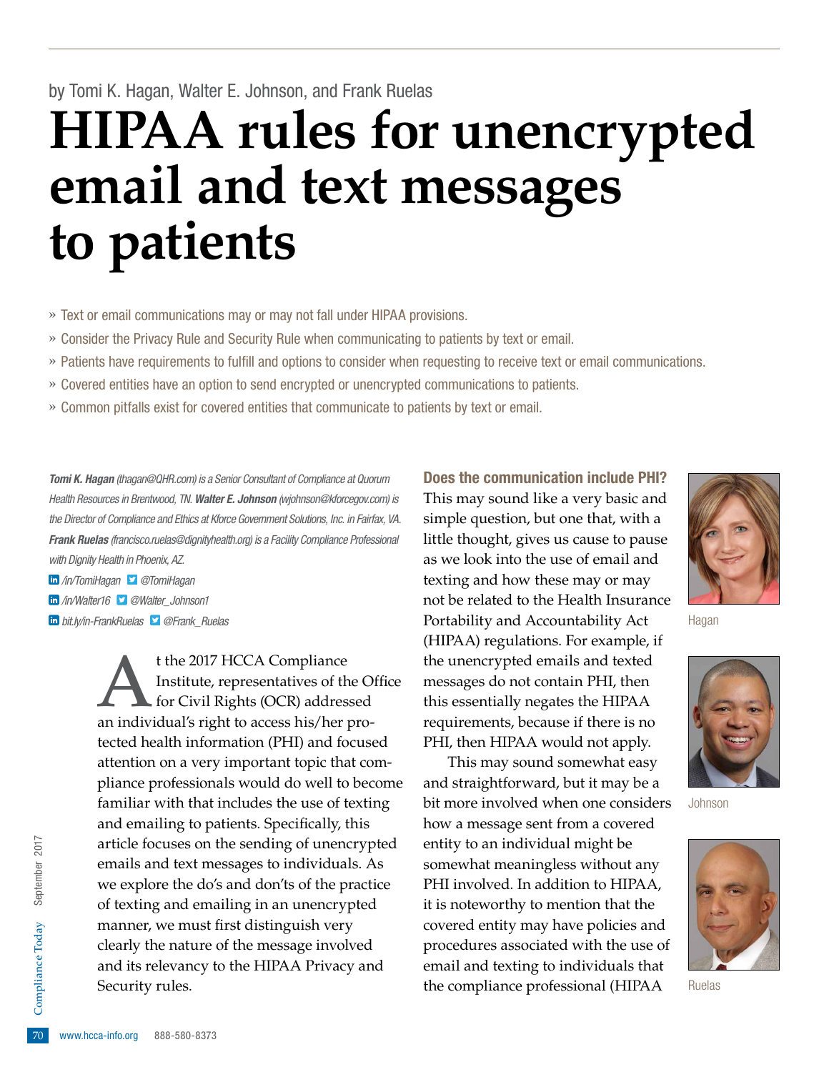by Tomi K. Hagan, Walter E. Johnson, and Frank Ruelas

# HIPAA rules for unencrypted email and text messages to patients

- » Text or email communications may or may not fall under HIPAA provisions.
- » Consider the Privacy Rule and Security Rule when communicating to patients by text or email.
- » Patients have requirements to fulfill and options to consider when requesting to receive text or email communications.
- » Covered entities have an option to send encrypted or unencrypted communications to patients.
- » Common pitfalls exist for covered entities that communicate to patients by text or email.

***Tomi K. Hagan** (thagan@QHR.com) is a Senior Consultant of Compliance at Quorum Health Resources in Brentwood, TN. **Walter E. Johnson** (wjohnson@kforcegov.com) is the Director of Compliance and Ethics at Kforce Government Solutions, Inc. in Fairfax, VA. **Frank Ruelas** (francisco.ruelas@dignityhealth.org) is a Facility Compliance Professional with Dignity Health in Phoenix, AZ.*

*/in/TomiHagan @TomiHagan*

*/in/Walter16 @Walter_Johnson1*

*bit.ly/in-FrankRuelas @Frank_Ruelas*

At the 2017 HCCA Compliance Institute, representatives of the Office for Civil Rights (OCR) addressed an individual's right to access his/her protected health information (PHI) and focused attention on a very important topic that compliance professionals would do well to become familiar with that includes the use of texting and emailing to patients. Specifically, this article focuses on the sending of unencrypted emails and text messages to individuals. As we explore the do's and don'ts of the practice of texting and emailing in an unencrypted manner, we must first distinguish very clearly the nature of the message involved and its relevancy to the HIPAA Privacy and Security rules.

### Does the communication include PHI?

This may sound like a very basic and simple question, but one that, with a little thought, gives us cause to pause as we look into the use of email and texting and how these may or may not be related to the Health Insurance Portability and Accountability Act (HIPAA) regulations. For example, if the unencrypted emails and texted messages do not contain PHI, then this essentially negates the HIPAA requirements, because if there is no PHI, then HIPAA would not apply.

This may sound somewhat easy and straightforward, but it may be a bit more involved when one considers how a message sent from a covered entity to an individual might be somewhat meaningless without any PHI involved. In addition to HIPAA, it is noteworthy to mention that the covered entity may have policies and procedures associated with the use of email and texting to individuals that the compliance professional (HIPAA

Hagan

Johnson

Ruelas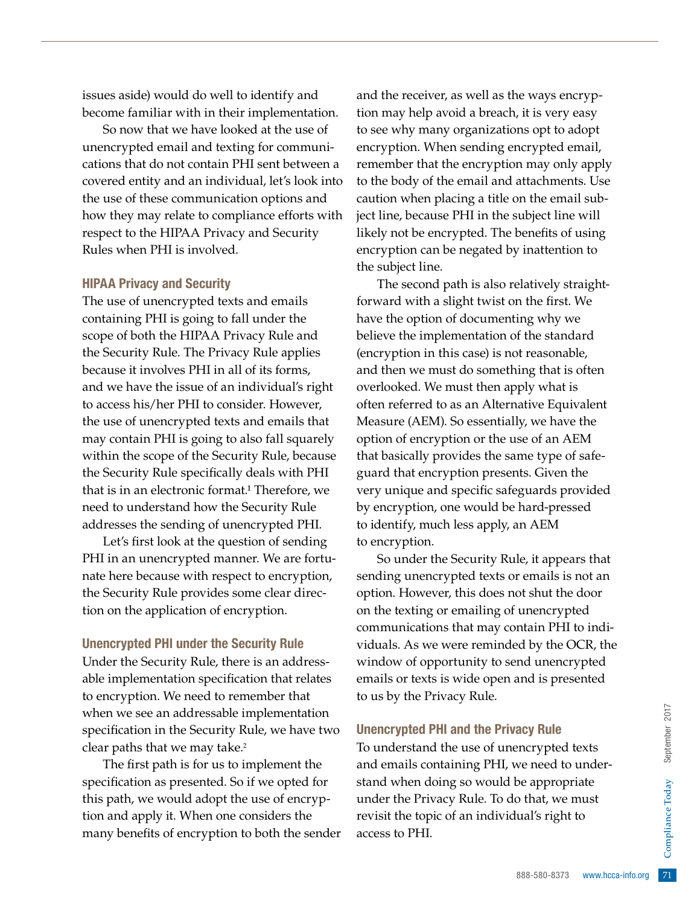issues aside) would do well to identify and become familiar with in their implementation.

So now that we have looked at the use of unencrypted email and texting for communications that do not contain PHI sent between a covered entity and an individual, let's look into the use of these communication options and how they may relate to compliance efforts with respect to the HIPAA Privacy and Security Rules when PHI is involved.

### HIPAA Privacy and Security

The use of unencrypted texts and emails containing PHI is going to fall under the scope of both the HIPAA Privacy Rule and the Security Rule. The Privacy Rule applies because it involves PHI in all of its forms, and we have the issue of an individual's right to access his/her PHI to consider. However, the use of unencrypted texts and emails that may contain PHI is going to also fall squarely within the scope of the Security Rule, because the Security Rule specifically deals with PHI that is in an electronic format.[1] Therefore, we need to understand how the Security Rule addresses the sending of unencrypted PHI.

Let's first look at the question of sending PHI in an unencrypted manner. We are fortunate here because with respect to encryption, the Security Rule provides some clear direction on the application of encryption.

### Unencrypted PHI under the Security Rule

Under the Security Rule, there is an addressable implementation specification that relates to encryption. We need to remember that when we see an addressable implementation specification in the Security Rule, we have two clear paths that we may take.[2]

The first path is for us to implement the specification as presented. So if we opted for this path, we would adopt the use of encryption and apply it. When one considers the many benefits of encryption to both the sender and the receiver, as well as the ways encryption may help avoid a breach, it is very easy to see why many organizations opt to adopt encryption. When sending encrypted email, remember that the encryption may only apply to the body of the email and attachments. Use caution when placing a title on the email subject line, because PHI in the subject line will likely not be encrypted. The benefits of using encryption can be negated by inattention to the subject line.

The second path is also relatively straightforward with a slight twist on the first. We have the option of documenting why we believe the implementation of the standard (encryption in this case) is not reasonable, and then we must do something that is often overlooked. We must then apply what is often referred to as an Alternative Equivalent Measure (AEM). So essentially, we have the option of encryption or the use of an AEM that basically provides the same type of safeguard that encryption presents. Given the very unique and specific safeguards provided by encryption, one would be hard-pressed to identify, much less apply, an AEM to encryption.

So under the Security Rule, it appears that sending unencrypted texts or emails is not an option. However, this does not shut the door on the texting or emailing of unencrypted communications that may contain PHI to individuals. As we were reminded by the OCR, the window of opportunity to send unencrypted emails or texts is wide open and is presented to us by the Privacy Rule.

### Unencrypted PHI and the Privacy Rule

To understand the use of unencrypted texts and emails containing PHI, we need to understand when doing so would be appropriate under the Privacy Rule. To do that, we must revisit the topic of an individual's right to access to PHI.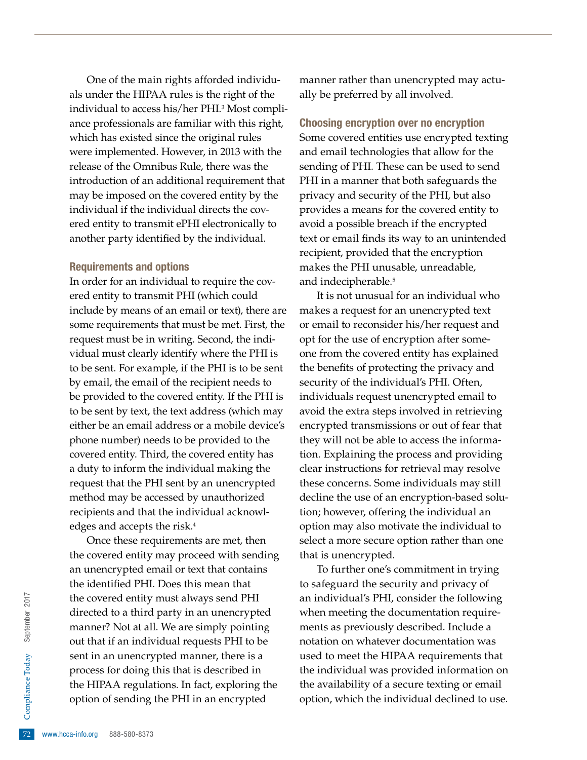One of the main rights afforded individuals under the HIPAA rules is the right of the individual to access his/her PHI.[3] Most compliance professionals are familiar with this right, which has existed since the original rules were implemented. However, in 2013 with the release of the Omnibus Rule, there was the introduction of an additional requirement that may be imposed on the covered entity by the individual if the individual directs the covered entity to transmit ePHI electronically to another party identified by the individual.

### Requirements and options

In order for an individual to require the covered entity to transmit PHI (which could include by means of an email or text), there are some requirements that must be met. First, the request must be in writing. Second, the individual must clearly identify where the PHI is to be sent. For example, if the PHI is to be sent by email, the email of the recipient needs to be provided to the covered entity. If the PHI is to be sent by text, the text address (which may either be an email address or a mobile device's phone number) needs to be provided to the covered entity. Third, the covered entity has a duty to inform the individual making the request that the PHI sent by an unencrypted method may be accessed by unauthorized recipients and that the individual acknowledges and accepts the risk.[4]

Once these requirements are met, then the covered entity may proceed with sending an unencrypted email or text that contains the identified PHI. Does this mean that the covered entity must always send PHI directed to a third party in an unencrypted manner? Not at all. We are simply pointing out that if an individual requests PHI to be sent in an unencrypted manner, there is a process for doing this that is described in the HIPAA regulations. In fact, exploring the option of sending the PHI in an encrypted manner rather than unencrypted may actually be preferred by all involved.

### Choosing encryption over no encryption

Some covered entities use encrypted texting and email technologies that allow for the sending of PHI. These can be used to send PHI in a manner that both safeguards the privacy and security of the PHI, but also provides a means for the covered entity to avoid a possible breach if the encrypted text or email finds its way to an unintended recipient, provided that the encryption makes the PHI unusable, unreadable, and indecipherable.[5]

It is not unusual for an individual who makes a request for an unencrypted text or email to reconsider his/her request and opt for the use of encryption after someone from the covered entity has explained the benefits of protecting the privacy and security of the individual's PHI. Often, individuals request unencrypted email to avoid the extra steps involved in retrieving encrypted transmissions or out of fear that they will not be able to access the information. Explaining the process and providing clear instructions for retrieval may resolve these concerns. Some individuals may still decline the use of an encryption-based solution; however, offering the individual an option may also motivate the individual to select a more secure option rather than one that is unencrypted.

To further one's commitment in trying to safeguard the security and privacy of an individual's PHI, consider the following when meeting the documentation requirements as previously described. Include a notation on whatever documentation was used to meet the HIPAA requirements that the individual was provided information on the availability of a secure texting or email option, which the individual declined to use.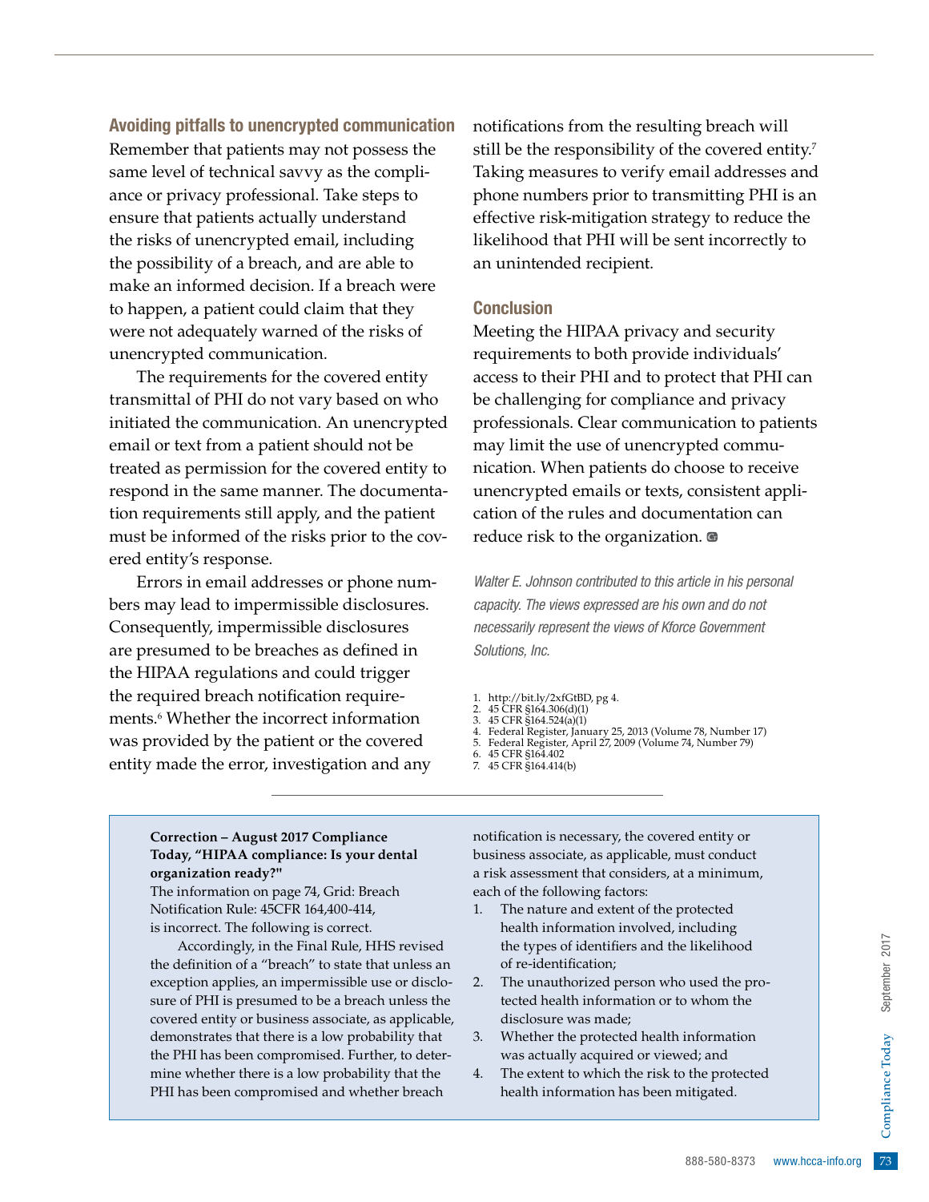## Avoiding pitfalls to unencrypted communication

Remember that patients may not possess the same level of technical savvy as the compliance or privacy professional. Take steps to ensure that patients actually understand the risks of unencrypted email, including the possibility of a breach, and are able to make an informed decision. If a breach were to happen, a patient could claim that they were not adequately warned of the risks of unencrypted communication.

The requirements for the covered entity transmittal of PHI do not vary based on who initiated the communication. An unencrypted email or text from a patient should not be treated as permission for the covered entity to respond in the same manner. The documentation requirements still apply, and the patient must be informed of the risks prior to the covered entity's response.

Errors in email addresses or phone numbers may lead to impermissible disclosures. Consequently, impermissible disclosures are presumed to be breaches as defined in the HIPAA regulations and could trigger the required breach notification requirements.[6] Whether the incorrect information was provided by the patient or the covered entity made the error, investigation and any notifications from the resulting breach will still be the responsibility of the covered entity.[7] Taking measures to verify email addresses and phone numbers prior to transmitting PHI is an effective risk-mitigation strategy to reduce the likelihood that PHI will be sent incorrectly to an unintended recipient.

## Conclusion

Meeting the HIPAA privacy and security requirements to both provide individuals' access to their PHI and to protect that PHI can be challenging for compliance and privacy professionals. Clear communication to patients may limit the use of unencrypted communication. When patients do choose to receive unencrypted emails or texts, consistent application of the rules and documentation can reduce risk to the organization.

*Walter E. Johnson contributed to this article in his personal capacity. The views expressed are his own and do not necessarily represent the views of Kforce Government Solutions, Inc.*

1. http://bit.ly/2xfGtBD, pg 4.
2. 45 CFR §164.306(d)(1)
3. 45 CFR §164.524(a)(1)
4. Federal Register, January 25, 2013 (Volume 78, Number 17)
5. Federal Register, April 27, 2009 (Volume 74, Number 79)
6. 45 CFR §164.402
7. 45 CFR §164.414(b)

---

**Correction – August 2017 Compliance Today, "HIPAA compliance: Is your dental organization ready?"**

The information on page 74, Grid: Breach Notification Rule: 45CFR 164,400-414, is incorrect. The following is correct.

Accordingly, in the Final Rule, HHS revised the definition of a "breach" to state that unless an exception applies, an impermissible use or disclosure of PHI is presumed to be a breach unless the covered entity or business associate, as applicable, demonstrates that there is a low probability that the PHI has been compromised. Further, to determine whether there is a low probability that the PHI has been compromised and whether breach notification is necessary, the covered entity or business associate, as applicable, must conduct a risk assessment that considers, at a minimum, each of the following factors:

1. The nature and extent of the protected health information involved, including the types of identifiers and the likelihood of re-identification;
2. The unauthorized person who used the protected health information or to whom the disclosure was made;
3. Whether the protected health information was actually acquired or viewed; and
4. The extent to which the risk to the protected health information has been mitigated.